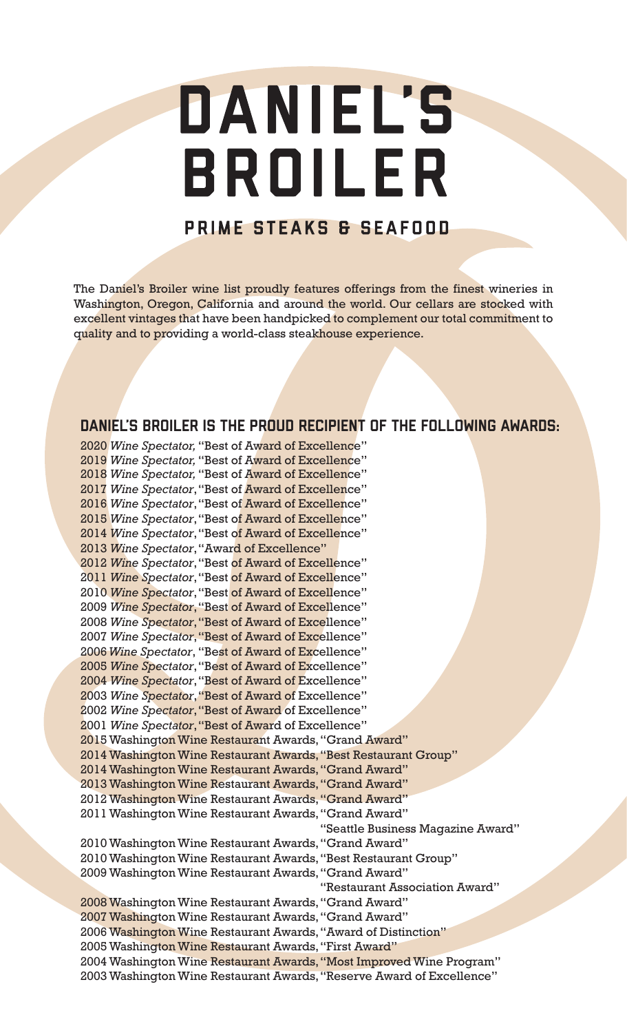# DANIEL'S BROILER

## PRIME STEAKS & SEAFOOD

The Daniel's Broiler wine list proudly features offerings from the finest wineries in Washington, Oregon, California and around the world. Our cellars are stocked with excellent vintages that have been handpicked to complement our total commitment to quality and to providing a world-class steakhouse experience.

### DANIEL'S BROILER IS THE PROUD RECIPIENT OF THE FOLLOWING AWARDS:

2020 *Wine Spectator,* "Best of Award of Excellence"
2019 *Wine Spectator,* "Best of Award of Excellence"
2018 *Wine Spectator,* "Best of Award of Excellence"
2017 *Wine Spectator*, "Best of Award of Excellence"
2016 *Wine Spectator*, "Best of Award of Excellence"
2015 *Wine Spectator*, "Best of Award of Excellence"
2014 *Wine Spectator*, "Best of Award of Excellence"
2013 *Wine Spectator*, "Award of Excellence"
2012 *Wine Spectator*, "Best of Award of Excellence"
2011 *Wine Spectator*, "Best of Award of Excellence"
2010 *Wine Spectator*, "Best of Award of Excellence"
2009 *Wine Spectator*, "Best of Award of Excellence"
2008 *Wine Spectator*, "Best of Award of Excellence"
2007 *Wine Spectator*, "Best of Award of Excellence"
2006 *Wine Spectator*, "Best of Award of Excellence"
2005 *Wine Spectator*, "Best of Award of Excellence"
2004 *Wine Spectator*, "Best of Award of Excellence"
2003 *Wine Spectator*, "Best of Award of Excellence"
2002 *Wine Spectator*, "Best of Award of Excellence"
2001 *Wine Spectator*, "Best of Award of Excellence"
2015 Washington Wine Restaurant Awards, "Grand Award"
2014 Washington Wine Restaurant Awards, "Best Restaurant Group"
2014 Washington Wine Restaurant Awards, "Grand Award"
2013 Washington Wine Restaurant Awards, "Grand Award"
2012 Washington Wine Restaurant Awards, "Grand Award"
2011 Washington Wine Restaurant Awards, "Grand Award"
"Seattle Business Magazine Award"
2010 Washington Wine Restaurant Awards, "Grand Award"
2010 Washington Wine Restaurant Awards, "Best Restaurant Group"
2009 Washington Wine Restaurant Awards, "Grand Award"
"Restaurant Association Award"
2008 Washington Wine Restaurant Awards, "Grand Award"
2007 Washington Wine Restaurant Awards, "Grand Award"
2006 Washington Wine Restaurant Awards, "Award of Distinction"
2005 Washington Wine Restaurant Awards, "First Award"
2004 Washington Wine Restaurant Awards, "Most Improved Wine Program"
2003 Washington Wine Restaurant Awards, "Reserve Award of Excellence"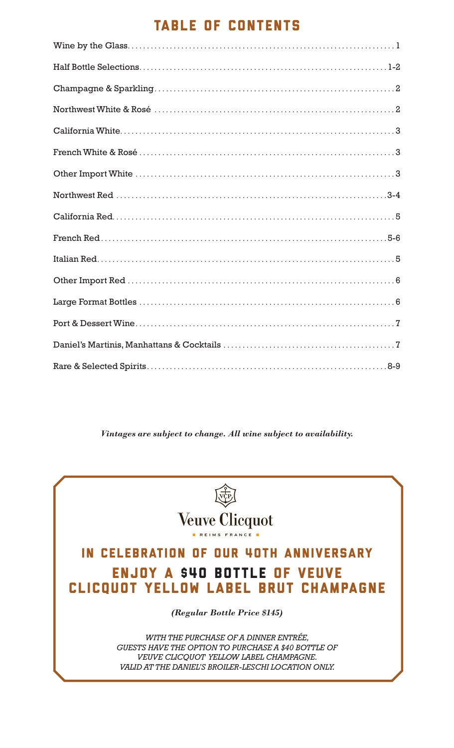# TABLE OF CONTENTS

| Section | Page |
|---|---|
| Wine by the Glass | 1 |
| Half Bottle Selections | 1-2 |
| Champagne & Sparkling | 2 |
| Northwest White & Rosé | 2 |
| California White | 3 |
| French White & Rosé | 3 |
| Other Import White | 3 |
| Northwest Red | 3-4 |
| California Red | 5 |
| French Red | 5-6 |
| Italian Red | 5 |
| Other Import Red | 6 |
| Large Format Bottles | 6 |
| Port & Dessert Wine | 7 |
| Daniel's Martinis, Manhattans & Cocktails | 7 |
| Rare & Selected Spirits | 8-9 |

*Vintages are subject to change. All wine subject to availability.*

Veuve Clicquot

REIMS FRANCE

## IN CELEBRATION OF OUR 40TH ANNIVERSARY

## ENJOY A $40 BOTTLE OF VEUVE CLICQUOT YELLOW LABEL BRUT CHAMPAGNE

*(Regular Bottle Price $145)*

*WITH THE PURCHASE OF A DINNER ENTRÉE, GUESTS HAVE THE OPTION TO PURCHASE A $40 BOTTLE OF VEUVE CLICQUOT YELLOW LABEL CHAMPAGNE. VALID AT THE DANIEL'S BROILER-LESCHI LOCATION ONLY.*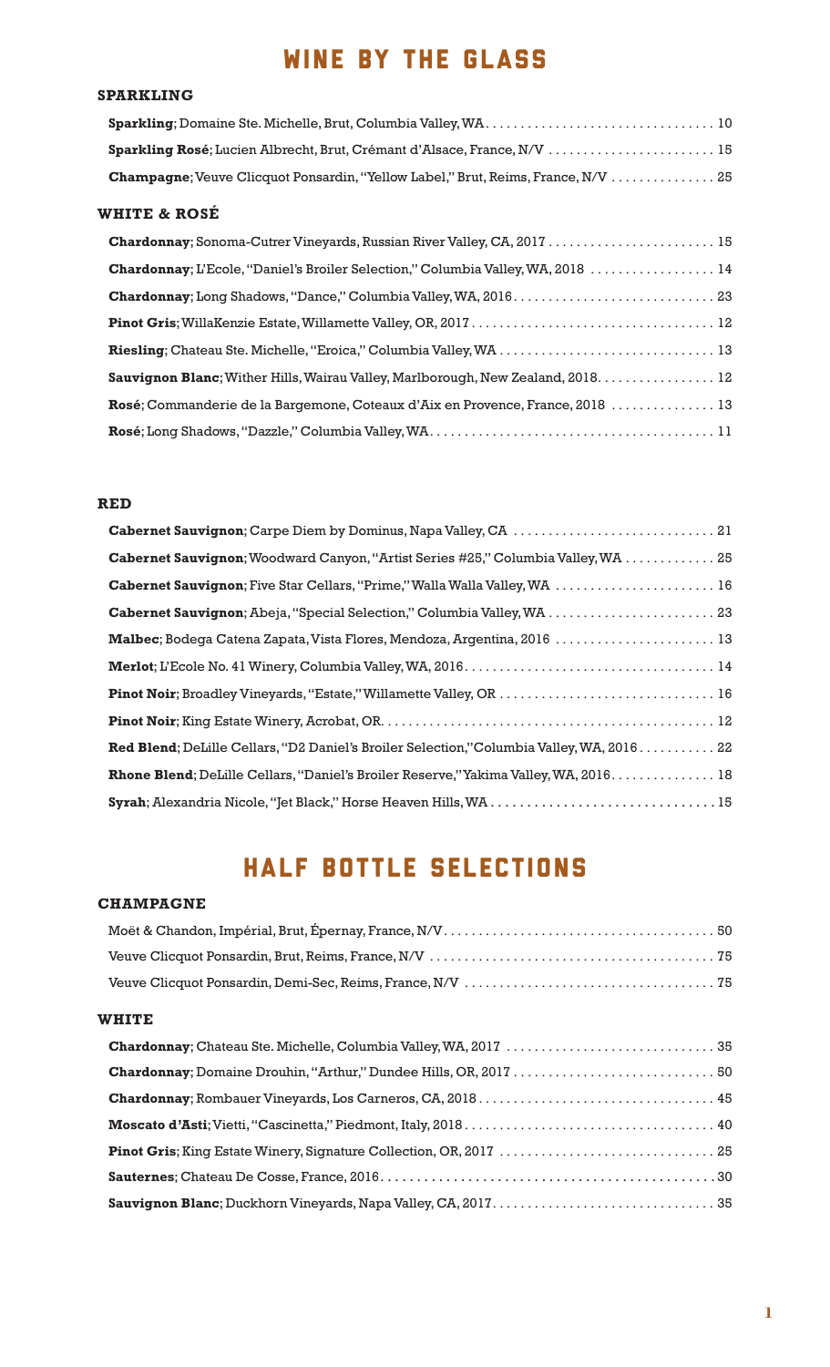# WINE BY THE GLASS

## SPARKLING

**Sparkling**; Domaine Ste. Michelle, Brut, Columbia Valley, WA . . . . . . . . . . 10

**Sparkling Rosé**; Lucien Albrecht, Brut, Crémant d'Alsace, France, N/V . . . . . . . . . . 15

**Champagne**; Veuve Clicquot Ponsardin, "Yellow Label," Brut, Reims, France, N/V . . . . . . . . . . 25

## WHITE & ROSÉ

**Chardonnay**; Sonoma-Cutrer Vineyards, Russian River Valley, CA, 2017 . . . . . . . . . . 15

**Chardonnay**; L'Ecole, "Daniel's Broiler Selection," Columbia Valley, WA, 2018 . . . . . . . . . . 14

**Chardonnay**; Long Shadows, "Dance," Columbia Valley, WA, 2016 . . . . . . . . . . 23

**Pinot Gris**; WillaKenzie Estate, Willamette Valley, OR, 2017 . . . . . . . . . . 12

**Riesling**; Chateau Ste. Michelle, "Eroica," Columbia Valley, WA . . . . . . . . . . 13

**Sauvignon Blanc**; Wither Hills, Wairau Valley, Marlborough, New Zealand, 2018 . . . . . . . . . . 12

**Rosé**; Commanderie de la Bargemone, Coteaux d'Aix en Provence, France, 2018 . . . . . . . . . . 13

**Rosé**; Long Shadows, "Dazzle," Columbia Valley, WA . . . . . . . . . . 11

## RED

**Cabernet Sauvignon**; Carpe Diem by Dominus, Napa Valley, CA . . . . . . . . . . 21

**Cabernet Sauvignon**; Woodward Canyon, "Artist Series #25," Columbia Valley, WA . . . . . . . . . . 25

**Cabernet Sauvignon**; Five Star Cellars, "Prime," Walla Walla Valley, WA . . . . . . . . . . 16

**Cabernet Sauvignon**; Abeja, "Special Selection," Columbia Valley, WA . . . . . . . . . . 23

**Malbec**; Bodega Catena Zapata, Vista Flores, Mendoza, Argentina, 2016 . . . . . . . . . . 13

**Merlot**; L'Ecole No. 41 Winery, Columbia Valley, WA, 2016 . . . . . . . . . . 14

**Pinot Noir**; Broadley Vineyards, "Estate," Willamette Valley, OR . . . . . . . . . . 16

**Pinot Noir**; King Estate Winery, Acrobat, OR . . . . . . . . . . 12

**Red Blend**; DeLille Cellars, "D2 Daniel's Broiler Selection," Columbia Valley, WA, 2016 . . . . . . . . . . 22

**Rhone Blend**; DeLille Cellars, "Daniel's Broiler Reserve," Yakima Valley, WA, 2016 . . . . . . . . . . 18

**Syrah**; Alexandria Nicole, "Jet Black," Horse Heaven Hills, WA . . . . . . . . . . 15

# HALF BOTTLE SELECTIONS

## CHAMPAGNE

Moët & Chandon, Impérial, Brut, Épernay, France, N/V . . . . . . . . . . 50

Veuve Clicquot Ponsardin, Brut, Reims, France, N/V . . . . . . . . . . 75

Veuve Clicquot Ponsardin, Demi-Sec, Reims, France, N/V . . . . . . . . . . 75

## WHITE

**Chardonnay**; Chateau Ste. Michelle, Columbia Valley, WA, 2017 . . . . . . . . . . 35

**Chardonnay**; Domaine Drouhin, "Arthur," Dundee Hills, OR, 2017 . . . . . . . . . . 50

**Chardonnay**; Rombauer Vineyards, Los Carneros, CA, 2018 . . . . . . . . . . 45

**Moscato d'Asti**; Vietti, "Cascinetta," Piedmont, Italy, 2018 . . . . . . . . . . 40

**Pinot Gris**; King Estate Winery, Signature Collection, OR, 2017 . . . . . . . . . . 25

**Sauternes**; Chateau De Cosse, France, 2016 . . . . . . . . . . 30

**Sauvignon Blanc**; Duckhorn Vineyards, Napa Valley, CA, 2017 . . . . . . . . . . 35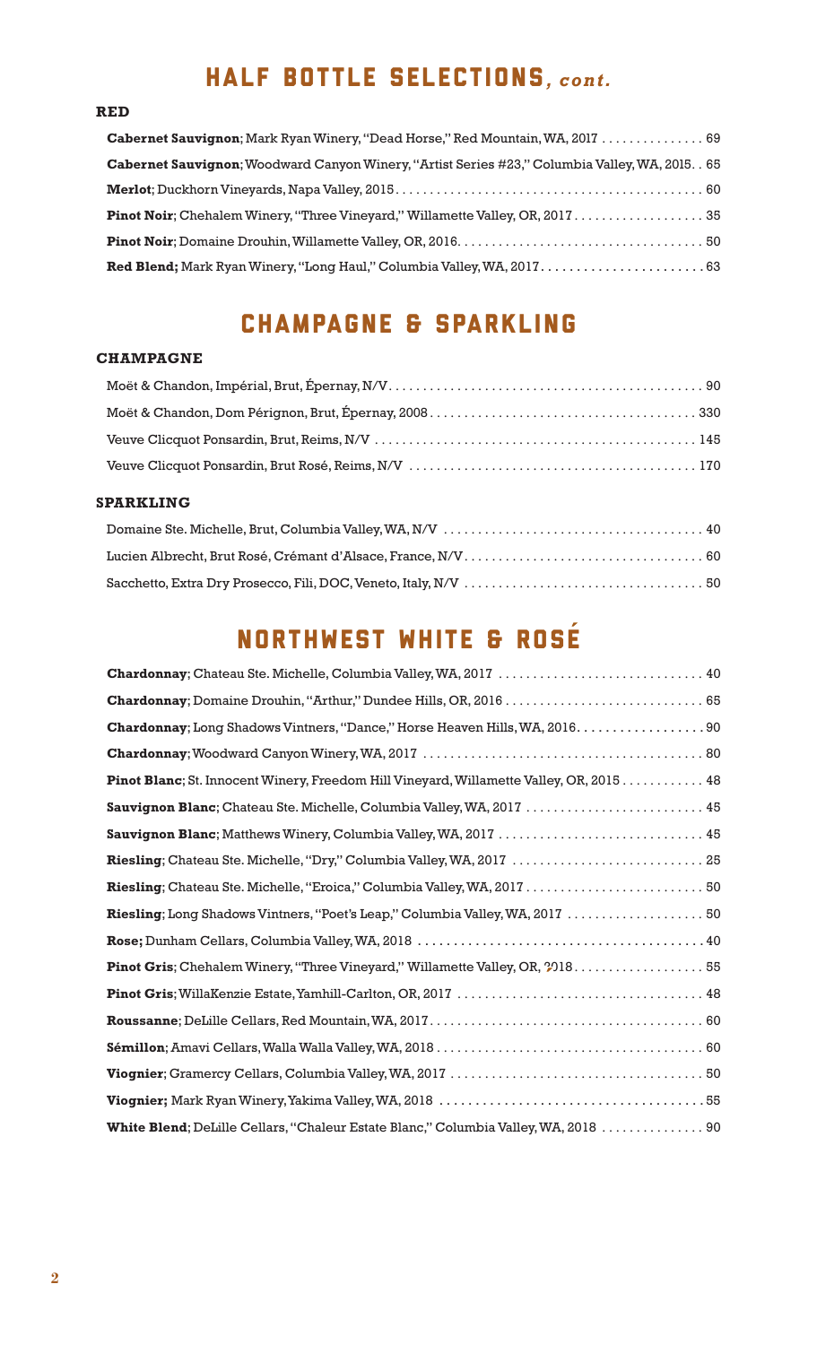# HALF BOTTLE SELECTIONS, *cont.*

### RED

**Cabernet Sauvignon**; Mark Ryan Winery, "Dead Horse," Red Mountain, WA, 2017 . . . . . . . . . . . . . . . 69

**Cabernet Sauvignon**; Woodward Canyon Winery, "Artist Series #23," Columbia Valley, WA, 2015. . 65

**Merlot**; Duckhorn Vineyards, Napa Valley, 2015 . . . . . . . . . . . . . . . . . . . . . . . . . . . . . . . . . . . . . . . . . . . . 60

**Pinot Noir**; Chehalem Winery, "Three Vineyard," Willamette Valley, OR, 2017 . . . . . . . . . . . . . . . . . . . 35

**Pinot Noir**; Domaine Drouhin, Willamette Valley, OR, 2016. . . . . . . . . . . . . . . . . . . . . . . . . . . . . . . . . . . 50

**Red Blend;** Mark Ryan Winery, "Long Haul," Columbia Valley, WA, 2017. . . . . . . . . . . . . . . . . . . . . . . 63

# CHAMPAGNE & SPARKLING

### CHAMPAGNE

Moët & Chandon, Impérial, Brut, Épernay, N/V . . . . . . . . . . . . . . . . . . . . . . . . . . . . . . . . . . . . . . . . . . . . . 90

Moët & Chandon, Dom Pérignon, Brut, Épernay, 2008 . . . . . . . . . . . . . . . . . . . . . . . . . . . . . . . . . . . . . . 330

Veuve Clicquot Ponsardin, Brut, Reims, N/V . . . . . . . . . . . . . . . . . . . . . . . . . . . . . . . . . . . . . . . . . . . . . . 145

Veuve Clicquot Ponsardin, Brut Rosé, Reims, N/V . . . . . . . . . . . . . . . . . . . . . . . . . . . . . . . . . . . . . . . . . 170

### SPARKLING

Domaine Ste. Michelle, Brut, Columbia Valley, WA, N/V . . . . . . . . . . . . . . . . . . . . . . . . . . . . . . . . . . . . . 40

Lucien Albrecht, Brut Rosé, Crémant d'Alsace, France, N/V . . . . . . . . . . . . . . . . . . . . . . . . . . . . . . . . . . 60

Sacchetto, Extra Dry Prosecco, Fili, DOC, Veneto, Italy, N/V . . . . . . . . . . . . . . . . . . . . . . . . . . . . . . . . . . 50

# NORTHWEST WHITE & ROSÉ

**Chardonnay**; Chateau Ste. Michelle, Columbia Valley, WA, 2017 . . . . . . . . . . . . . . . . . . . . . . . . . . . . . 40

**Chardonnay**; Domaine Drouhin, "Arthur," Dundee Hills, OR, 2016 . . . . . . . . . . . . . . . . . . . . . . . . . . . . 65

**Chardonnay**; Long Shadows Vintners, "Dance," Horse Heaven Hills, WA, 2016. . . . . . . . . . . . . . . . . . 90

**Chardonnay**; Woodward Canyon Winery, WA, 2017 . . . . . . . . . . . . . . . . . . . . . . . . . . . . . . . . . . . . . . . . 80

**Pinot Blanc**; St. Innocent Winery, Freedom Hill Vineyard, Willamette Valley, OR, 2015 . . . . . . . . . . . 48

**Sauvignon Blanc**; Chateau Ste. Michelle, Columbia Valley, WA, 2017 . . . . . . . . . . . . . . . . . . . . . . . . . 45

**Sauvignon Blanc**; Matthews Winery, Columbia Valley, WA, 2017 . . . . . . . . . . . . . . . . . . . . . . . . . . . . . 45

**Riesling**; Chateau Ste. Michelle, "Dry," Columbia Valley, WA, 2017 . . . . . . . . . . . . . . . . . . . . . . . . . . . 25

**Riesling**; Chateau Ste. Michelle, "Eroica," Columbia Valley, WA, 2017 . . . . . . . . . . . . . . . . . . . . . . . . . 50

**Riesling**; Long Shadows Vintners, "Poet's Leap," Columbia Valley, WA, 2017 . . . . . . . . . . . . . . . . . . . 50

**Rose;** Dunham Cellars, Columbia Valley, WA, 2018 . . . . . . . . . . . . . . . . . . . . . . . . . . . . . . . . . . . . . . . . 40

**Pinot Gris**; Chehalem Winery, "Three Vineyard," Willamette Valley, OR, 2018. . . . . . . . . . . . . . . . . . . 55

**Pinot Gris**; WillaKenzie Estate, Yamhill-Carlton, OR, 2017 . . . . . . . . . . . . . . . . . . . . . . . . . . . . . . . . . . . 48

**Roussanne**; DeLille Cellars, Red Mountain, WA, 2017. . . . . . . . . . . . . . . . . . . . . . . . . . . . . . . . . . . . . . . 60

**Sémillon**; Amavi Cellars, Walla Walla Valley, WA, 2018 . . . . . . . . . . . . . . . . . . . . . . . . . . . . . . . . . . . . . 60

**Viognier**; Gramercy Cellars, Columbia Valley, WA, 2017 . . . . . . . . . . . . . . . . . . . . . . . . . . . . . . . . . . . . 50

**Viognier;** Mark Ryan Winery, Yakima Valley, WA, 2018 . . . . . . . . . . . . . . . . . . . . . . . . . . . . . . . . . . . . 55

**White Blend**; DeLille Cellars, "Chaleur Estate Blanc," Columbia Valley, WA, 2018 . . . . . . . . . . . . . . . 90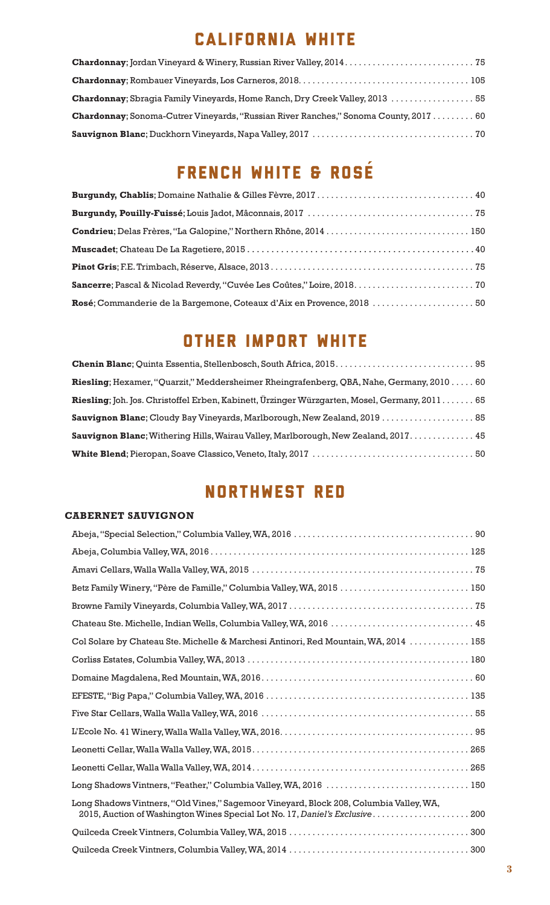## CALIFORNIA WHITE

**Chardonnay**; Jordan Vineyard & Winery, Russian River Valley, 2014 . . . . . . . . . . 75

**Chardonnay**; Rombauer Vineyards, Los Carneros, 2018 . . . . . . . . . . 105

**Chardonnay**; Sbragia Family Vineyards, Home Ranch, Dry Creek Valley, 2013 . . . . . . . . . . 55

**Chardonnay**; Sonoma-Cutrer Vineyards, "Russian River Ranches," Sonoma County, 2017 . . . . . . . . . . 60

**Sauvignon Blanc**; Duckhorn Vineyards, Napa Valley, 2017 . . . . . . . . . . 70

## FRENCH WHITE & ROSÉ

**Burgundy, Chablis**; Domaine Nathalie & Gilles Fèvre, 2017 . . . . . . . . . . 40

**Burgundy, Pouilly-Fuissé**; Louis Jadot, Mâconnais, 2017 . . . . . . . . . . 75

**Condrieu**; Delas Frères, "La Galopine," Northern Rhône, 2014 . . . . . . . . . . 150

**Muscadet**; Chateau De La Ragetiere, 2015 . . . . . . . . . . 40

**Pinot Gris**; F.E. Trimbach, Réserve, Alsace, 2013 . . . . . . . . . . 75

**Sancerre**; Pascal & Nicolad Reverdy, "Cuvée Les Coûtes," Loire, 2018 . . . . . . . . . . 70

**Rosé**; Commanderie de la Bargemone, Coteaux d'Aix en Provence, 2018 . . . . . . . . . . 50

## OTHER IMPORT WHITE

**Chenin Blanc**; Quinta Essentia, Stellenbosch, South Africa, 2015 . . . . . . . . . . 95

**Riesling**; Hexamer, "Quarzit," Meddersheimer Rheingrafenberg, QBA, Nahe, Germany, 2010 . . . . . . . . . . 60

**Riesling**; Joh. Jos. Christoffel Erben, Kabinett, Ürzinger Würzgarten, Mosel, Germany, 2011 . . . . . . . . . . 65

**Sauvignon Blanc**; Cloudy Bay Vineyards, Marlborough, New Zealand, 2019 . . . . . . . . . . 85

**Sauvignon Blanc**; Withering Hills, Wairau Valley, Marlborough, New Zealand, 2017 . . . . . . . . . . 45

**White Blend**; Pieropan, Soave Classico, Veneto, Italy, 2017 . . . . . . . . . . 50

## NORTHWEST RED

### CABERNET SAUVIGNON

Abeja, "Special Selection," Columbia Valley, WA, 2016 . . . . . . . . . . 90

Abeja, Columbia Valley, WA, 2016 . . . . . . . . . . 125

Amavi Cellars, Walla Walla Valley, WA, 2015 . . . . . . . . . . 75

Betz Family Winery, "Père de Famille," Columbia Valley, WA, 2015 . . . . . . . . . . 150

Browne Family Vineyards, Columbia Valley, WA, 2017 . . . . . . . . . . 75

Chateau Ste. Michelle, Indian Wells, Columbia Valley, WA, 2016 . . . . . . . . . . 45

Col Solare by Chateau Ste. Michelle & Marchesi Antinori, Red Mountain, WA, 2014 . . . . . . . . . . 155

Corliss Estates, Columbia Valley, WA, 2013 . . . . . . . . . . 180

Domaine Magdalena, Red Mountain, WA, 2016 . . . . . . . . . . 60

EFESTE, "Big Papa," Columbia Valley, WA, 2016 . . . . . . . . . . 135

Five Star Cellars, Walla Walla Valley, WA, 2016 . . . . . . . . . . 55

L'Ecole No. 41 Winery, Walla Walla Valley, WA, 2016 . . . . . . . . . . 95

Leonetti Cellar, Walla Walla Valley, WA, 2015 . . . . . . . . . . 265

Leonetti Cellar, Walla Walla Valley, WA, 2014 . . . . . . . . . . 265

Long Shadows Vintners, "Feather," Columbia Valley, WA, 2016 . . . . . . . . . . 150

Long Shadows Vintners, "Old Vines," Sagemoor Vineyard, Block 208, Columbia Valley, WA, 2015, Auction of Washington Wines Special Lot No. 17, *Daniel's Exclusive* . . . . . . . . . . 200

Quilceda Creek Vintners, Columbia Valley, WA, 2015 . . . . . . . . . . 300

Quilceda Creek Vintners, Columbia Valley, WA, 2014 . . . . . . . . . . 300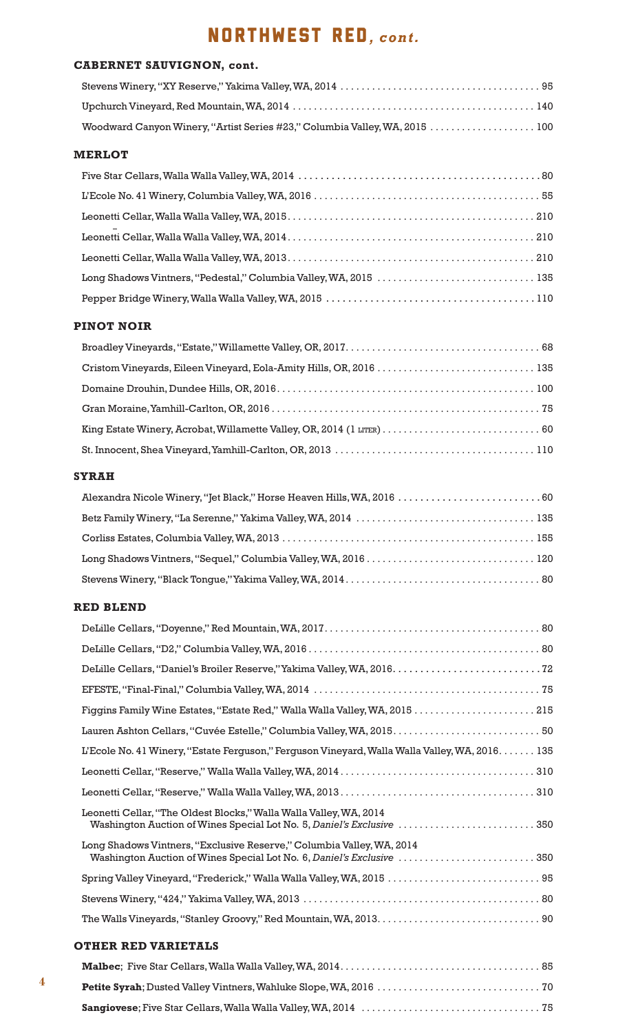# NORTHWEST RED, *cont.*

## CABERNET SAUVIGNON, cont.

Stevens Winery, "XY Reserve," Yakima Valley, WA, 2014 . . . . . . . . . . 95

Upchurch Vineyard, Red Mountain, WA, 2014 . . . . . . . . . . 140

Woodward Canyon Winery, "Artist Series #23," Columbia Valley, WA, 2015 . . . . . . . . . . 100

## MERLOT

Five Star Cellars, Walla Walla Valley, WA, 2014 . . . . . . . . . . 80

L'Ecole No. 41 Winery, Columbia Valley, WA, 2016 . . . . . . . . . . 55

Leonetti Cellar, Walla Walla Valley, WA, 2015 . . . . . . . . . . 210

Leonetti Cellar, Walla Walla Valley, WA, 2014 . . . . . . . . . . 210

Leonetti Cellar, Walla Walla Valley, WA, 2013 . . . . . . . . . . 210

Long Shadows Vintners, "Pedestal," Columbia Valley, WA, 2015 . . . . . . . . . . 135

Pepper Bridge Winery, Walla Walla Valley, WA, 2015 . . . . . . . . . . 110

## PINOT NOIR

Broadley Vineyards, "Estate," Willamette Valley, OR, 2017 . . . . . . . . . . 68

Cristom Vineyards, Eileen Vineyard, Eola-Amity Hills, OR, 2016 . . . . . . . . . . 135

Domaine Drouhin, Dundee Hills, OR, 2016 . . . . . . . . . . 100

Gran Moraine, Yamhill-Carlton, OR, 2016 . . . . . . . . . . 75

King Estate Winery, Acrobat, Willamette Valley, OR, 2014 (1 LITER) . . . . . . . . . . 60

St. Innocent, Shea Vineyard, Yamhill-Carlton, OR, 2013 . . . . . . . . . . 110

## SYRAH

Alexandra Nicole Winery, "Jet Black," Horse Heaven Hills, WA, 2016 . . . . . . . . . . 60

Betz Family Winery, "La Serenne," Yakima Valley, WA, 2014 . . . . . . . . . . 135

Corliss Estates, Columbia Valley, WA, 2013 . . . . . . . . . . 155

Long Shadows Vintners, "Sequel," Columbia Valley, WA, 2016 . . . . . . . . . . 120

Stevens Winery, "Black Tongue," Yakima Valley, WA, 2014 . . . . . . . . . . 80

## RED BLEND

DeLille Cellars, "Doyenne," Red Mountain, WA, 2017 . . . . . . . . . . 80

DeLille Cellars, "D2," Columbia Valley, WA, 2016 . . . . . . . . . . 80

DeLille Cellars, "Daniel's Broiler Reserve," Yakima Valley, WA, 2016 . . . . . . . . . . 72

EFESTE, "Final-Final," Columbia Valley, WA, 2014 . . . . . . . . . . 75

Figgins Family Wine Estates, "Estate Red," Walla Walla Valley, WA, 2015 . . . . . . . . . . 215

Lauren Ashton Cellars, "Cuvée Estelle," Columbia Valley, WA, 2015 . . . . . . . . . . 50

L'Ecole No. 41 Winery, "Estate Ferguson," Ferguson Vineyard, Walla Walla Valley, WA, 2016 . . . . . . . 135

Leonetti Cellar, "Reserve," Walla Walla Valley, WA, 2014 . . . . . . . . . . 310

Leonetti Cellar, "Reserve," Walla Walla Valley, WA, 2013 . . . . . . . . . . 310

Leonetti Cellar, "The Oldest Blocks," Walla Walla Valley, WA, 2014
Washington Auction of Wines Special Lot No. 5, *Daniel's Exclusive* . . . . . . . . . . 350

Long Shadows Vintners, "Exclusive Reserve," Columbia Valley, WA, 2014
Washington Auction of Wines Special Lot No. 6, *Daniel's Exclusive* . . . . . . . . . . 350

Spring Valley Vineyard, "Frederick," Walla Walla Valley, WA, 2015 . . . . . . . . . . 95

Stevens Winery, "424," Yakima Valley, WA, 2013 . . . . . . . . . . 80

The Walls Vineyards, "Stanley Groovy," Red Mountain, WA, 2013 . . . . . . . . . . 90

## OTHER RED VARIETALS

**Malbec**; Five Star Cellars, Walla Walla Valley, WA, 2014 . . . . . . . . . . 85

**Petite Syrah**; Dusted Valley Vintners, Wahluke Slope, WA, 2016 . . . . . . . . . . 70

**Sangiovese**; Five Star Cellars, Walla Walla Valley, WA, 2014 . . . . . . . . . . 75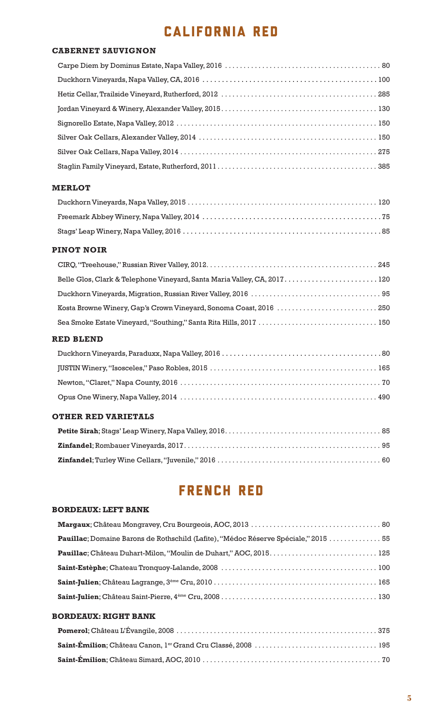# CALIFORNIA RED

## CABERNET SAUVIGNON

Carpe Diem by Dominus Estate, Napa Valley, 2016 .... 80

Duckhorn Vineyards, Napa Valley, CA, 2016 .... 100

Hetiz Cellar, Trailside Vineyard, Rutherford, 2012 .... 285

Jordan Vineyard & Winery, Alexander Valley, 2015 .... 130

Signorello Estate, Napa Valley, 2012 .... 150

Silver Oak Cellars, Alexander Valley, 2014 .... 150

Silver Oak Cellars, Napa Valley, 2014 .... 275

Staglin Family Vineyard, Estate, Rutherford, 2011 .... 385

## MERLOT

Duckhorn Vineyards, Napa Valley, 2015 .... 120

Freemark Abbey Winery, Napa Valley, 2014 .... 75

Stags' Leap Winery, Napa Valley, 2016 .... 85

## PINOT NOIR

CIRQ, "Treehouse," Russian River Valley, 2012. .... 245

Belle Glos, Clark & Telephone Vineyard, Santa Maria Valley, CA, 2017 .... 120

Duckhorn Vineyards, Migration, Russian River Valley, 2016 .... 95

Kosta Browne Winery, Gap's Crown Vineyard, Sonoma Coast, 2016 .... 250

Sea Smoke Estate Vineyard, "Southing," Santa Rita Hills, 2017 .... 150

## RED BLEND

Duckhorn Vineyards, Paraduxx, Napa Valley, 2016 .... 80

JUSTIN Winery, "Isosceles," Paso Robles, 2015 .... 165

Newton, "Claret," Napa County, 2016 .... 70

Opus One Winery, Napa Valley, 2014 .... 490

## OTHER RED VARIETALS

**Petite Sirah**; Stags' Leap Winery, Napa Valley, 2016 .... 85

**Zinfandel**; Rombauer Vineyards, 2017 .... 95

**Zinfandel**; Turley Wine Cellars, "Juvenile," 2016 .... 60

# FRENCH RED

## BORDEAUX: LEFT BANK

**Margaux**; Château Mongravey, Cru Bourgeois, AOC, 2013 .... 80

**Pauillac**; Domaine Barons de Rothschild (Lafite), "Médoc Réserve Spéciale," 2015 .... 55

**Pauillac**; Château Duhart-Milon, "Moulin de Duhart," AOC, 2015 .... 125

**Saint-Estèphe**; Chateau Tronquoy-Lalande, 2008 .... 100

**Saint-Julien**; Château Lagrange, 3ème Cru, 2010 .... 165

**Saint-Julien**; Château Saint-Pierre, 4ème Cru, 2008 .... 130

## BORDEAUX: RIGHT BANK

**Pomerol**; Château L'Évangile, 2008 .... 375

**Saint-Émilion**; Château Canon, 1er Grand Cru Classé, 2008 .... 195

**Saint-Émilion**; Château Simard, AOC, 2010 .... 70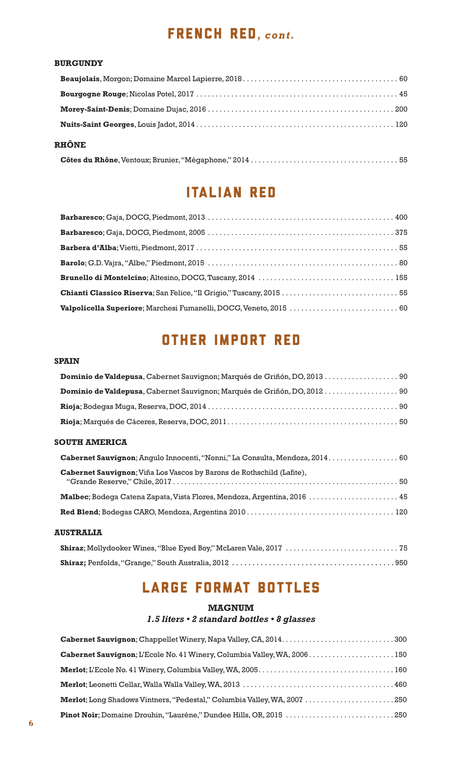# FRENCH RED, *cont.*

### BURGUNDY

**Beaujolais**, Morgon; Domaine Marcel Lapierre, 2018 . . . . . . . . . . 60

**Bourgogne Rouge**; Nicolas Potel, 2017 . . . . . . . . . . 45

**Morey-Saint-Denis**; Domaine Dujac, 2016 . . . . . . . . . . 200

**Nuits-Saint Georges**, Louis Jadot, 2014 . . . . . . . . . . 120

### RHÔNE

**Côtes du Rhône**, Ventoux; Brunier, "Mégaphone," 2014 . . . . . . . . . . 55

# ITALIAN RED

**Barbaresco**; Gaja, DOCG, Piedmont, 2013 . . . . . . . . . . 400

**Barbaresco**; Gaja, DOCG, Piedmont, 2005 . . . . . . . . . . 375

**Barbera d'Alba**; Vietti, Piedmont, 2017 . . . . . . . . . . 55

**Barolo**; G.D. Vajra, "Albe," Piedmont, 2015 . . . . . . . . . . 80

**Brunello di Montelcino**; Altesino, DOCG, Tuscany, 2014 . . . . . . . . . . 155

**Chianti Classico Riserva**; San Felice, "Il Grigio," Tuscany, 2015 . . . . . . . . . . 55

**Valpolicella Superiore**; Marchesi Fumanelli, DOCG, Veneto, 2015 . . . . . . . . . . 60

# OTHER IMPORT RED

### SPAIN

**Dominio de Valdepusa**, Cabernet Sauvignon; Marqués de Griñón, DO, 2013 . . . . . . . . . . 90

**Dominio de Valdepusa**, Cabernet Sauvignon; Marqués de Griñón, DO, 2012 . . . . . . . . . . 90

**Rioja**; Bodegas Muga, Reserva, DOC, 2014 . . . . . . . . . . 90

**Rioja**; Marqués de Cáceres, Reserva, DOC, 2011 . . . . . . . . . . 50

### SOUTH AMERICA

**Cabernet Sauvignon**; Angulo Innocenti, "Nonni," La Consulta, Mendoza, 2014 . . . . . . . . . . 60

**Cabernet Sauvignon**; Viña Los Vascos by Barons de Rothschild (Lafite), "Grande Reserve," Chile, 2017 . . . . . . . . . . 50

**Malbec**; Bodega Catena Zapata, Vista Flores, Mendoza, Argentina, 2016 . . . . . . . . . . 45

**Red Blend**; Bodegas CARO, Mendoza, Argentina 2010 . . . . . . . . . . 120

### AUSTRALIA

**Shiraz**; Mollydooker Wines, "Blue Eyed Boy," McLaren Vale, 2017 . . . . . . . . . . 75

**Shiraz;** Penfolds, "Grange," South Australia, 2012 . . . . . . . . . . 950

# LARGE FORMAT BOTTLES

### MAGNUM

***1.5 liters • 2 standard bottles • 8 glasses***

**Cabernet Sauvignon**; Chappellet Winery, Napa Valley, CA, 2014 . . . . . . . . . . 300

**Cabernet Sauvignon**; L'Ecole No. 41 Winery, Columbia Valley, WA, 2006 . . . . . . . . . . 150

**Merlot**; L'Ecole No. 41 Winery, Columbia Valley, WA, 2005 . . . . . . . . . . 160

**Merlot**; Leonetti Cellar, Walla Walla Valley, WA, 2013 . . . . . . . . . . 460

**Merlot**; Long Shadows Vintners, "Pedestal," Columbia Valley, WA, 2007 . . . . . . . . . . 250

**Pinot Noir**; Domaine Drouhin, "Laurène," Dundee Hills, OR, 2015 . . . . . . . . . . 250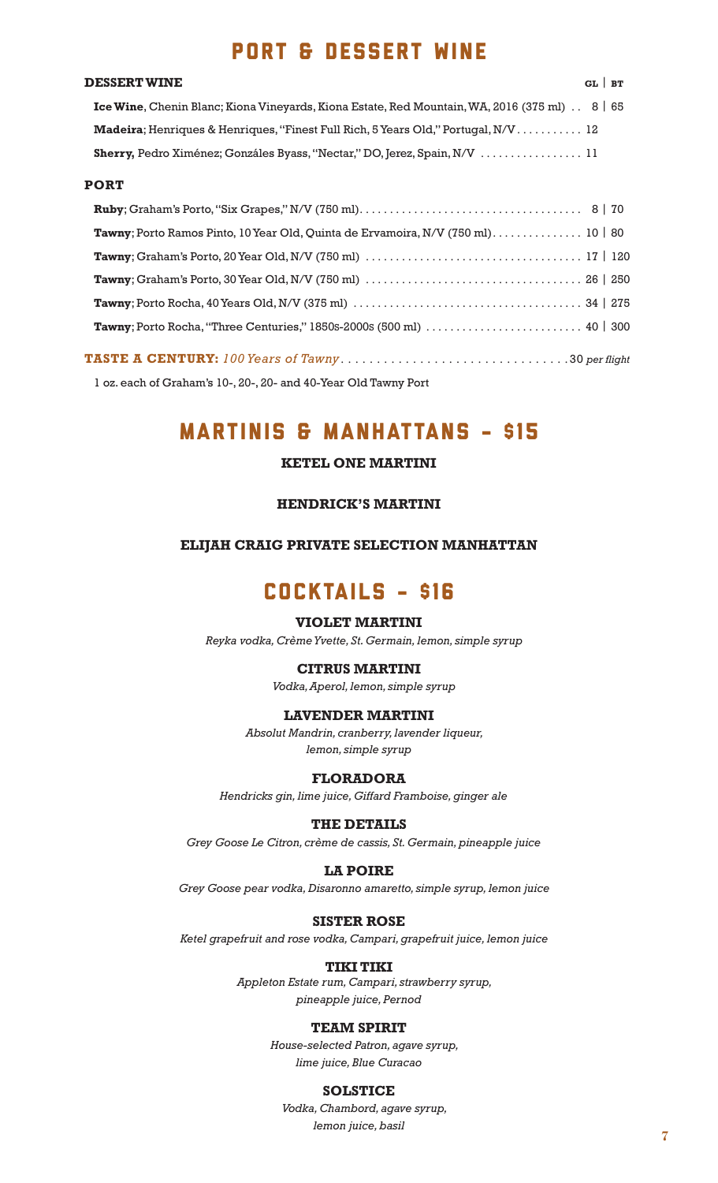# PORT & DESSERT WINE

## DESSERT WINE

| | GL | BT |
|---|---|---|
| **Ice Wine**, Chenin Blanc; Kiona Vineyards, Kiona Estate, Red Mountain, WA, 2016 (375 ml) | 8 | 65 |
| **Madeira**; Henriques & Henriques, "Finest Full Rich, 5 Years Old," Portugal, N/V | 12 | |
| **Sherry,** Pedro Ximénez; Gonzáles Byass, "Nectar," DO, Jerez, Spain, N/V | 11 | |

## PORT

| | GL | BT |
|---|---|---|
| **Ruby**; Graham's Porto, "Six Grapes," N/V (750 ml) | 8 | 70 |
| **Tawny**; Porto Ramos Pinto, 10 Year Old, Quinta de Ervamoira, N/V (750 ml) | 10 | 80 |
| **Tawny**; Graham's Porto, 20 Year Old, N/V (750 ml) | 17 | 120 |
| **Tawny**; Graham's Porto, 30 Year Old, N/V (750 ml) | 26 | 250 |
| **Tawny**; Porto Rocha, 40 Years Old, N/V (375 ml) | 34 | 275 |
| **Tawny**; Porto Rocha, "Three Centuries," 1850s-2000s (500 ml) | 40 | 300 |

**TASTE A CENTURY:** *100 Years of Tawny* ................ 30 *per flight*

1 oz. each of Graham's 10-, 20-, 20- and 40-Year Old Tawny Port

# MARTINIS & MANHATTANS - $15

**KETEL ONE MARTINI**

**HENDRICK'S MARTINI**

**ELIJAH CRAIG PRIVATE SELECTION MANHATTAN**

# COCKTAILS - $16

**VIOLET MARTINI**
*Reyka vodka, Crème Yvette, St. Germain, lemon, simple syrup*

**CITRUS MARTINI**
*Vodka, Aperol, lemon, simple syrup*

**LAVENDER MARTINI**
*Absolut Mandrin, cranberry, lavender liqueur, lemon, simple syrup*

**FLORADORA**
*Hendricks gin, lime juice, Giffard Framboise, ginger ale*

**THE DETAILS**
*Grey Goose Le Citron, crème de cassis, St. Germain, pineapple juice*

**LA POIRE**
*Grey Goose pear vodka, Disaronno amaretto, simple syrup, lemon juice*

**SISTER ROSE**
*Ketel grapefruit and rose vodka, Campari, grapefruit juice, lemon juice*

**TIKI TIKI**
*Appleton Estate rum, Campari, strawberry syrup, pineapple juice, Pernod*

**TEAM SPIRIT**
*House-selected Patron, agave syrup, lime juice, Blue Curacao*

**SOLSTICE**
*Vodka, Chambord, agave syrup, lemon juice, basil*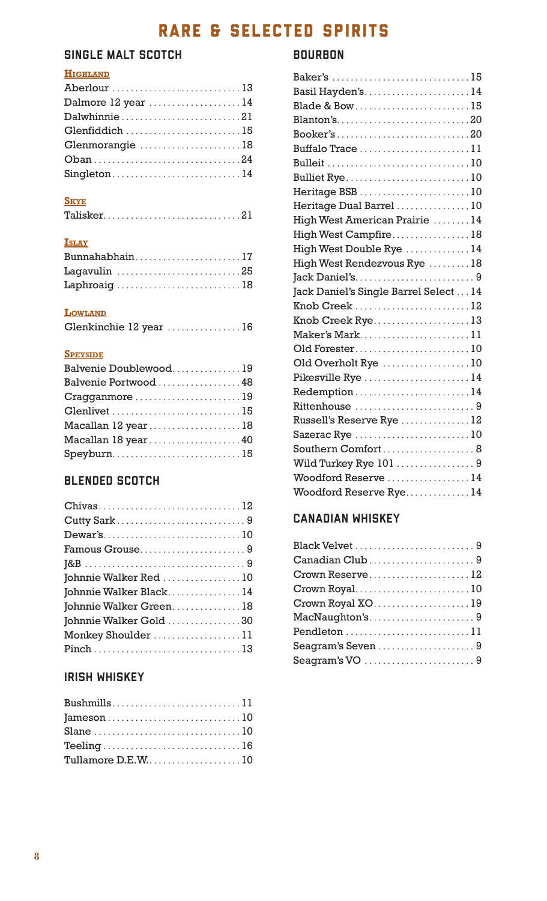# RARE & SELECTED SPIRITS

## SINGLE MALT SCOTCH

### Highland

| Spirit | Price |
|---|---|
| Aberlour | 13 |
| Dalmore 12 year | 14 |
| Dalwhinnie | 21 |
| Glenfiddich | 15 |
| Glenmorangie | 18 |
| Oban | 24 |
| Singleton | 14 |

### Skye

| Spirit | Price |
|---|---|
| Talisker | 21 |

### Islay

| Spirit | Price |
|---|---|
| Bunnahabhain | 17 |
| Lagavulin | 25 |
| Laphroaig | 18 |

### Lowland

| Spirit | Price |
|---|---|
| Glenkinchie 12 year | 16 |

### Speyside

| Spirit | Price |
|---|---|
| Balvenie Doublewood | 19 |
| Balvenie Portwood | 48 |
| Cragganmore | 19 |
| Glenlivet | 15 |
| Macallan 12 year | 18 |
| Macallan 18 year | 40 |
| Speyburn | 15 |

## BLENDED SCOTCH

| Spirit | Price |
|---|---|
| Chivas | 12 |
| Cutty Sark | 9 |
| Dewar's | 10 |
| Famous Grouse | 9 |
| J&B | 9 |
| Johnnie Walker Red | 10 |
| Johnnie Walker Black | 14 |
| Johnnie Walker Green | 18 |
| Johnnie Walker Gold | 30 |
| Monkey Shoulder | 11 |
| Pinch | 13 |

## IRISH WHISKEY

| Spirit | Price |
|---|---|
| Bushmills | 11 |
| Jameson | 10 |
| Slane | 10 |
| Teeling | 16 |
| Tullamore D.E.W. | 10 |

## BOURBON

| Spirit | Price |
|---|---|
| Baker's | 15 |
| Basil Hayden's | 14 |
| Blade & Bow | 15 |
| Blanton's | 20 |
| Booker's | 20 |
| Buffalo Trace | 11 |
| Bulleit | 10 |
| Bulliet Rye | 10 |
| Heritage BSB | 10 |
| Heritage Dual Barrel | 10 |
| High West American Prairie | 14 |
| High West Campfire | 18 |
| High West Double Rye | 14 |
| High West Rendezvous Rye | 18 |
| Jack Daniel's | 9 |
| Jack Daniel's Single Barrel Select | 14 |
| Knob Creek | 12 |
| Knob Creek Rye | 13 |
| Maker's Mark | 11 |
| Old Forester | 10 |
| Old Overholt Rye | 10 |
| Pikesville Rye | 14 |
| Redemption | 14 |
| Rittenhouse | 9 |
| Russell's Reserve Rye | 12 |
| Sazerac Rye | 10 |
| Southern Comfort | 8 |
| Wild Turkey Rye 101 | 9 |
| Woodford Reserve | 14 |
| Woodford Reserve Rye | 14 |

## CANADIAN WHISKEY

| Spirit | Price |
|---|---|
| Black Velvet | 9 |
| Canadian Club | 9 |
| Crown Reserve | 12 |
| Crown Royal | 10 |
| Crown Royal XO | 19 |
| MacNaughton's | 9 |
| Pendleton | 11 |
| Seagram's Seven | 9 |
| Seagram's VO | 9 |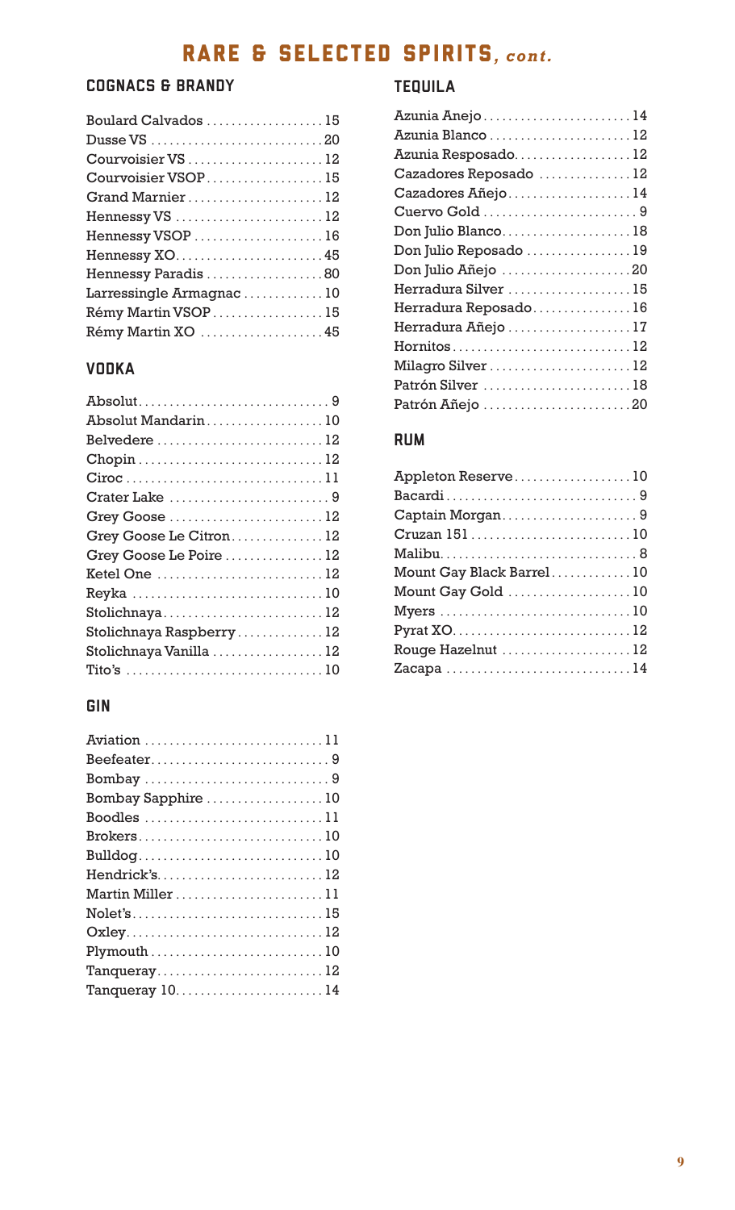# RARE & SELECTED SPIRITS, *cont.*

## COGNACS & BRANDY

Boulard Calvados . . . . . . . . . . . . . . . . . . 15
Dusse VS . . . . . . . . . . . . . . . . . . . . . . . . . . . 20
Courvoisier VS . . . . . . . . . . . . . . . . . . . . . 12
Courvoisier VSOP . . . . . . . . . . . . . . . . . . 15
Grand Marnier . . . . . . . . . . . . . . . . . . . . . 12
Hennessy VS . . . . . . . . . . . . . . . . . . . . . . . 12
Hennessy VSOP . . . . . . . . . . . . . . . . . . . . 16
Hennessy XO . . . . . . . . . . . . . . . . . . . . . . . 45
Hennessy Paradis . . . . . . . . . . . . . . . . . . 80
Larressingle Armagnac . . . . . . . . . . . . . 10
Rémy Martin VSOP . . . . . . . . . . . . . . . . . 15
Rémy Martin XO . . . . . . . . . . . . . . . . . . . 45

## VODKA

Absolut . . . . . . . . . . . . . . . . . . . . . . . . . . . . . 9
Absolut Mandarin . . . . . . . . . . . . . . . . . . 10
Belvedere . . . . . . . . . . . . . . . . . . . . . . . . . . 12
Chopin . . . . . . . . . . . . . . . . . . . . . . . . . . . . . 12
Ciroc . . . . . . . . . . . . . . . . . . . . . . . . . . . . . . 11
Crater Lake . . . . . . . . . . . . . . . . . . . . . . . . . 9
Grey Goose . . . . . . . . . . . . . . . . . . . . . . . . . 12
Grey Goose Le Citron . . . . . . . . . . . . . . . 12
Grey Goose Le Poire . . . . . . . . . . . . . . . . 12
Ketel One . . . . . . . . . . . . . . . . . . . . . . . . . . 12
Reyka . . . . . . . . . . . . . . . . . . . . . . . . . . . . . . 10
Stolichnaya . . . . . . . . . . . . . . . . . . . . . . . . . 12
Stolichnaya Raspberry . . . . . . . . . . . . . . 12
Stolichnaya Vanilla . . . . . . . . . . . . . . . . . 12
Tito's . . . . . . . . . . . . . . . . . . . . . . . . . . . . . . . 10

## GIN

Aviation . . . . . . . . . . . . . . . . . . . . . . . . . . . 11
Beefeater . . . . . . . . . . . . . . . . . . . . . . . . . . . 9
Bombay . . . . . . . . . . . . . . . . . . . . . . . . . . . . . 9
Bombay Sapphire . . . . . . . . . . . . . . . . . . . 10
Boodles . . . . . . . . . . . . . . . . . . . . . . . . . . . . 11
Brokers . . . . . . . . . . . . . . . . . . . . . . . . . . . . . 10
Bulldog . . . . . . . . . . . . . . . . . . . . . . . . . . . . . 10
Hendrick's . . . . . . . . . . . . . . . . . . . . . . . . . . 12
Martin Miller . . . . . . . . . . . . . . . . . . . . . . . 11
Nolet's . . . . . . . . . . . . . . . . . . . . . . . . . . . . . 15
Oxley . . . . . . . . . . . . . . . . . . . . . . . . . . . . . . . 12
Plymouth . . . . . . . . . . . . . . . . . . . . . . . . . . . 10
Tanqueray . . . . . . . . . . . . . . . . . . . . . . . . . . 12
Tanqueray 10 . . . . . . . . . . . . . . . . . . . . . . . 14

## TEQUILA

Azunia Anejo . . . . . . . . . . . . . . . . . . . . . . . 14
Azunia Blanco . . . . . . . . . . . . . . . . . . . . . . 12
Azunia Resposado . . . . . . . . . . . . . . . . . . 12
Cazadores Reposado . . . . . . . . . . . . . . . 12
Cazadores Añejo . . . . . . . . . . . . . . . . . . . 14
Cuervo Gold . . . . . . . . . . . . . . . . . . . . . . . . 9
Don Julio Blanco . . . . . . . . . . . . . . . . . . . 18
Don Julio Reposado . . . . . . . . . . . . . . . . 19
Don Julio Añejo . . . . . . . . . . . . . . . . . . . . 20
Herradura Silver . . . . . . . . . . . . . . . . . . . 15
Herradura Reposado . . . . . . . . . . . . . . . 16
Herradura Añejo . . . . . . . . . . . . . . . . . . . 17
Hornitos . . . . . . . . . . . . . . . . . . . . . . . . . . . . 12
Milagro Silver . . . . . . . . . . . . . . . . . . . . . . 12
Patrón Silver . . . . . . . . . . . . . . . . . . . . . . . 18
Patrón Añejo . . . . . . . . . . . . . . . . . . . . . . . 20

## RUM

Appleton Reserve . . . . . . . . . . . . . . . . . . 10
Bacardi . . . . . . . . . . . . . . . . . . . . . . . . . . . . . 9
Captain Morgan . . . . . . . . . . . . . . . . . . . . . 9
Cruzan 151 . . . . . . . . . . . . . . . . . . . . . . . . . 10
Malibu . . . . . . . . . . . . . . . . . . . . . . . . . . . . . . 8
Mount Gay Black Barrel . . . . . . . . . . . . 10
Mount Gay Gold . . . . . . . . . . . . . . . . . . . 10
Myers . . . . . . . . . . . . . . . . . . . . . . . . . . . . . . 10
Pyrat XO . . . . . . . . . . . . . . . . . . . . . . . . . . . 12
Rouge Hazelnut . . . . . . . . . . . . . . . . . . . . 12
Zacapa . . . . . . . . . . . . . . . . . . . . . . . . . . . . . 14